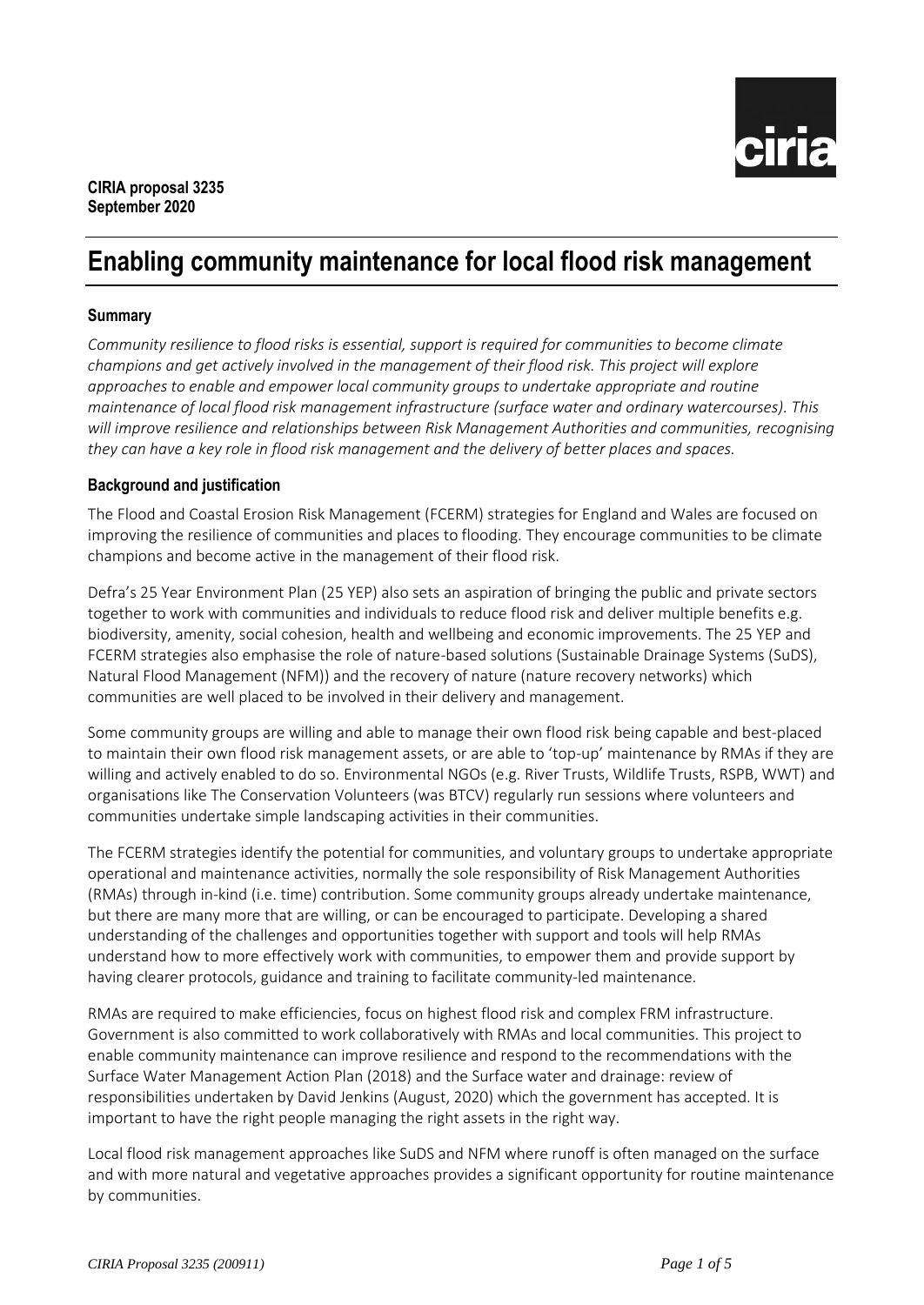**CIRIA proposal 3235**
**September 2020**

# Enabling community maintenance for local flood risk management

### Summary

*Community resilience to flood risks is essential, support is required for communities to become climate champions and get actively involved in the management of their flood risk. This project will explore approaches to enable and empower local community groups to undertake appropriate and routine maintenance of local flood risk management infrastructure (surface water and ordinary watercourses). This will improve resilience and relationships between Risk Management Authorities and communities, recognising they can have a key role in flood risk management and the delivery of better places and spaces.*

### Background and justification

The Flood and Coastal Erosion Risk Management (FCERM) strategies for England and Wales are focused on improving the resilience of communities and places to flooding. They encourage communities to be climate champions and become active in the management of their flood risk.

Defra's 25 Year Environment Plan (25 YEP) also sets an aspiration of bringing the public and private sectors together to work with communities and individuals to reduce flood risk and deliver multiple benefits e.g. biodiversity, amenity, social cohesion, health and wellbeing and economic improvements. The 25 YEP and FCERM strategies also emphasise the role of nature-based solutions (Sustainable Drainage Systems (SuDS), Natural Flood Management (NFM)) and the recovery of nature (nature recovery networks) which communities are well placed to be involved in their delivery and management.

Some community groups are willing and able to manage their own flood risk being capable and best-placed to maintain their own flood risk management assets, or are able to 'top-up' maintenance by RMAs if they are willing and actively enabled to do so. Environmental NGOs (e.g. River Trusts, Wildlife Trusts, RSPB, WWT) and organisations like The Conservation Volunteers (was BTCV) regularly run sessions where volunteers and communities undertake simple landscaping activities in their communities.

The FCERM strategies identify the potential for communities, and voluntary groups to undertake appropriate operational and maintenance activities, normally the sole responsibility of Risk Management Authorities (RMAs) through in-kind (i.e. time) contribution. Some community groups already undertake maintenance, but there are many more that are willing, or can be encouraged to participate. Developing a shared understanding of the challenges and opportunities together with support and tools will help RMAs understand how to more effectively work with communities, to empower them and provide support by having clearer protocols, guidance and training to facilitate community-led maintenance.

RMAs are required to make efficiencies, focus on highest flood risk and complex FRM infrastructure. Government is also committed to work collaboratively with RMAs and local communities. This project to enable community maintenance can improve resilience and respond to the recommendations with the Surface Water Management Action Plan (2018) and the Surface water and drainage: review of responsibilities undertaken by David Jenkins (August, 2020) which the government has accepted. It is important to have the right people managing the right assets in the right way.

Local flood risk management approaches like SuDS and NFM where runoff is often managed on the surface and with more natural and vegetative approaches provides a significant opportunity for routine maintenance by communities.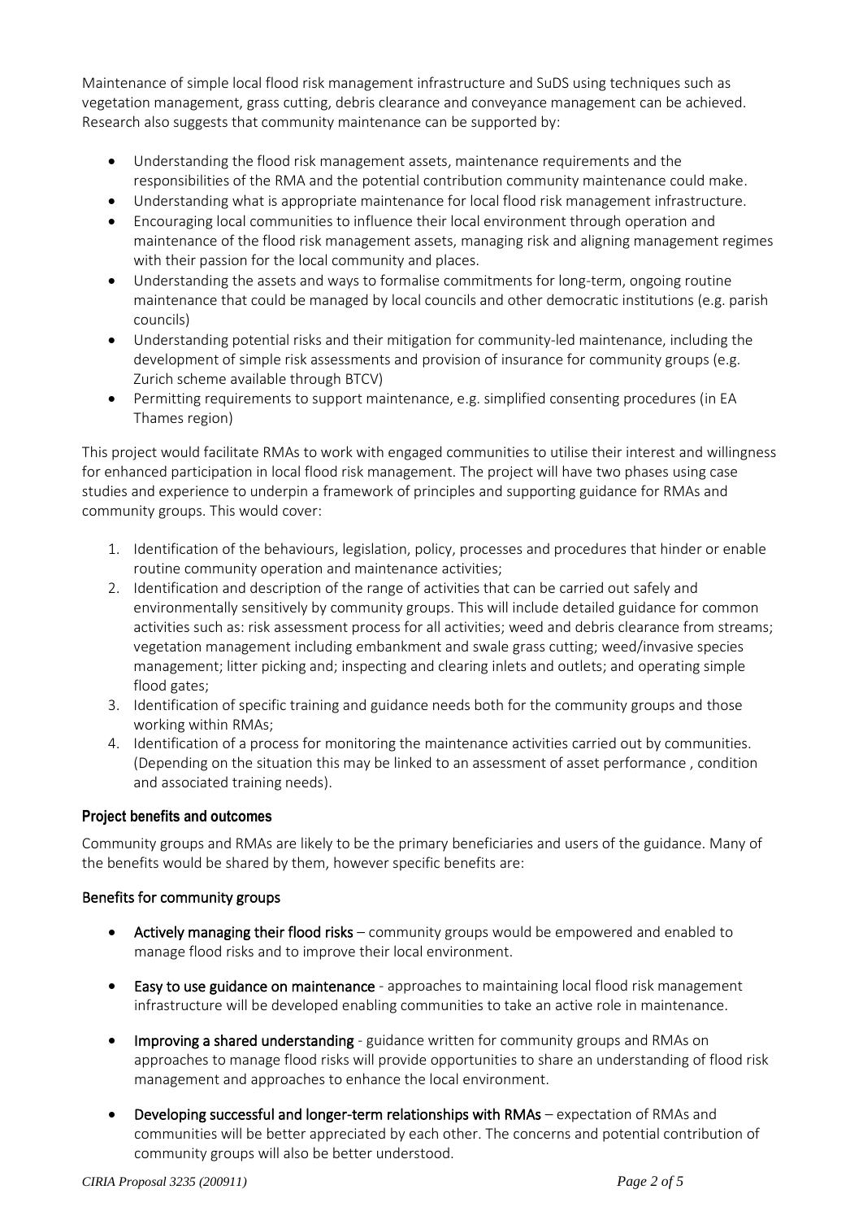Maintenance of simple local flood risk management infrastructure and SuDS using techniques such as vegetation management, grass cutting, debris clearance and conveyance management can be achieved. Research also suggests that community maintenance can be supported by:

- Understanding the flood risk management assets, maintenance requirements and the responsibilities of the RMA and the potential contribution community maintenance could make.
- Understanding what is appropriate maintenance for local flood risk management infrastructure.
- Encouraging local communities to influence their local environment through operation and maintenance of the flood risk management assets, managing risk and aligning management regimes with their passion for the local community and places.
- Understanding the assets and ways to formalise commitments for long-term, ongoing routine maintenance that could be managed by local councils and other democratic institutions (e.g. parish councils)
- Understanding potential risks and their mitigation for community-led maintenance, including the development of simple risk assessments and provision of insurance for community groups (e.g. Zurich scheme available through BTCV)
- Permitting requirements to support maintenance, e.g. simplified consenting procedures (in EA Thames region)

This project would facilitate RMAs to work with engaged communities to utilise their interest and willingness for enhanced participation in local flood risk management. The project will have two phases using case studies and experience to underpin a framework of principles and supporting guidance for RMAs and community groups. This would cover:

1. Identification of the behaviours, legislation, policy, processes and procedures that hinder or enable routine community operation and maintenance activities;
2. Identification and description of the range of activities that can be carried out safely and environmentally sensitively by community groups. This will include detailed guidance for common activities such as: risk assessment process for all activities; weed and debris clearance from streams; vegetation management including embankment and swale grass cutting; weed/invasive species management; litter picking and; inspecting and clearing inlets and outlets; and operating simple flood gates;
3. Identification of specific training and guidance needs both for the community groups and those working within RMAs;
4. Identification of a process for monitoring the maintenance activities carried out by communities. (Depending on the situation this may be linked to an assessment of asset performance , condition and associated training needs).

### Project benefits and outcomes

Community groups and RMAs are likely to be the primary beneficiaries and users of the guidance. Many of the benefits would be shared by them, however specific benefits are:

#### Benefits for community groups

- **Actively managing their flood risks** – community groups would be empowered and enabled to manage flood risks and to improve their local environment.
- **Easy to use guidance on maintenance** - approaches to maintaining local flood risk management infrastructure will be developed enabling communities to take an active role in maintenance.
- **Improving a shared understanding** - guidance written for community groups and RMAs on approaches to manage flood risks will provide opportunities to share an understanding of flood risk management and approaches to enhance the local environment.
- **Developing successful and longer-term relationships with RMAs** – expectation of RMAs and communities will be better appreciated by each other. The concerns and potential contribution of community groups will also be better understood.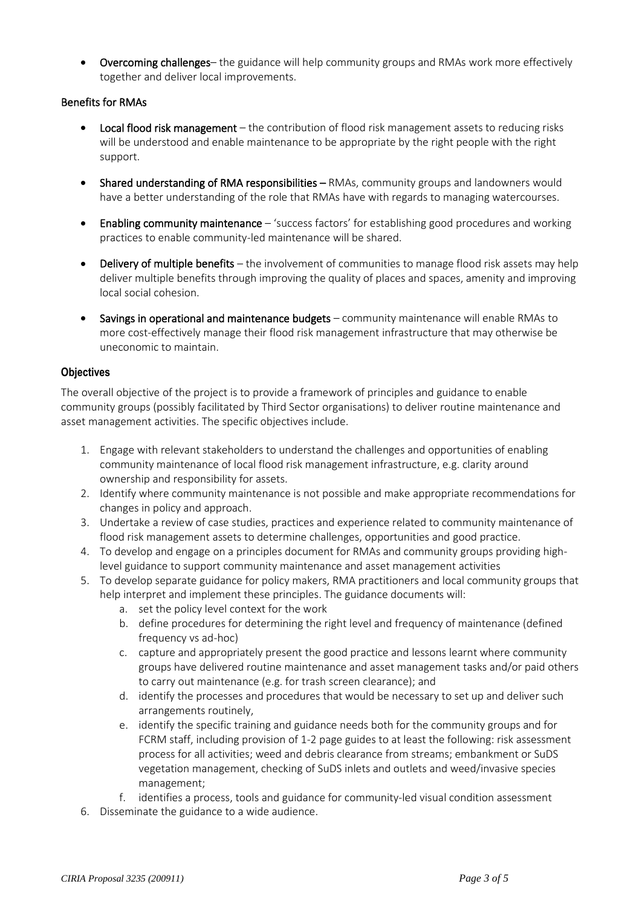- **Overcoming challenges**– the guidance will help community groups and RMAs work more effectively together and deliver local improvements.

### Benefits for RMAs

- **Local flood risk management** – the contribution of flood risk management assets to reducing risks will be understood and enable maintenance to be appropriate by the right people with the right support.
- **Shared understanding of RMA responsibilities –** RMAs, community groups and landowners would have a better understanding of the role that RMAs have with regards to managing watercourses.
- **Enabling community maintenance** – 'success factors' for establishing good procedures and working practices to enable community-led maintenance will be shared.
- **Delivery of multiple benefits** – the involvement of communities to manage flood risk assets may help deliver multiple benefits through improving the quality of places and spaces, amenity and improving local social cohesion.
- **Savings in operational and maintenance budgets** – community maintenance will enable RMAs to more cost-effectively manage their flood risk management infrastructure that may otherwise be uneconomic to maintain.

### Objectives

The overall objective of the project is to provide a framework of principles and guidance to enable community groups (possibly facilitated by Third Sector organisations) to deliver routine maintenance and asset management activities. The specific objectives include.

1. Engage with relevant stakeholders to understand the challenges and opportunities of enabling community maintenance of local flood risk management infrastructure, e.g. clarity around ownership and responsibility for assets.
2. Identify where community maintenance is not possible and make appropriate recommendations for changes in policy and approach.
3. Undertake a review of case studies, practices and experience related to community maintenance of flood risk management assets to determine challenges, opportunities and good practice.
4. To develop and engage on a principles document for RMAs and community groups providing high-level guidance to support community maintenance and asset management activities
5. To develop separate guidance for policy makers, RMA practitioners and local community groups that help interpret and implement these principles. The guidance documents will:
   a. set the policy level context for the work
   b. define procedures for determining the right level and frequency of maintenance (defined frequency vs ad-hoc)
   c. capture and appropriately present the good practice and lessons learnt where community groups have delivered routine maintenance and asset management tasks and/or paid others to carry out maintenance (e.g. for trash screen clearance); and
   d. identify the processes and procedures that would be necessary to set up and deliver such arrangements routinely,
   e. identify the specific training and guidance needs both for the community groups and for FCRM staff, including provision of 1-2 page guides to at least the following: risk assessment process for all activities; weed and debris clearance from streams; embankment or SuDS vegetation management, checking of SuDS inlets and outlets and weed/invasive species management;
   f. identifies a process, tools and guidance for community-led visual condition assessment
6. Disseminate the guidance to a wide audience.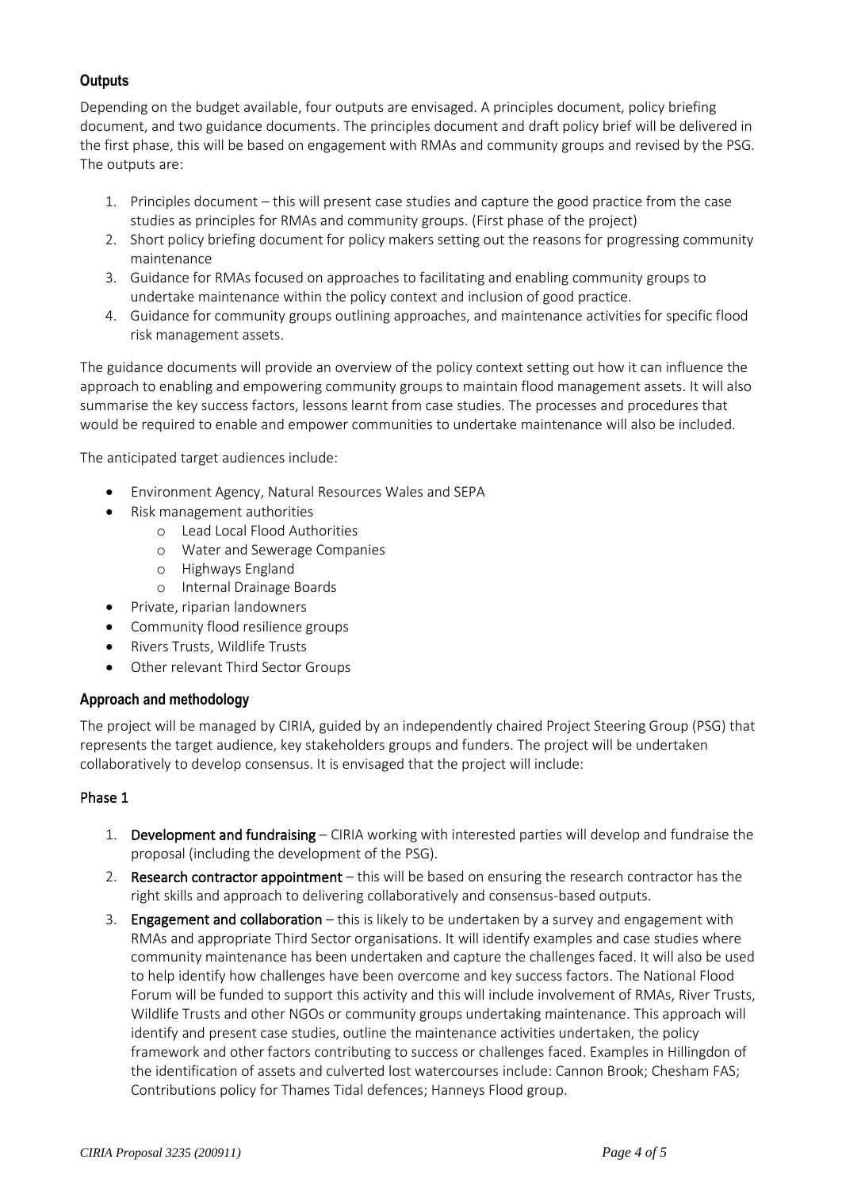## Outputs

Depending on the budget available, four outputs are envisaged. A principles document, policy briefing document, and two guidance documents. The principles document and draft policy brief will be delivered in the first phase, this will be based on engagement with RMAs and community groups and revised by the PSG. The outputs are:

1. Principles document – this will present case studies and capture the good practice from the case studies as principles for RMAs and community groups. (First phase of the project)
2. Short policy briefing document for policy makers setting out the reasons for progressing community maintenance
3. Guidance for RMAs focused on approaches to facilitating and enabling community groups to undertake maintenance within the policy context and inclusion of good practice.
4. Guidance for community groups outlining approaches, and maintenance activities for specific flood risk management assets.

The guidance documents will provide an overview of the policy context setting out how it can influence the approach to enabling and empowering community groups to maintain flood management assets. It will also summarise the key success factors, lessons learnt from case studies. The processes and procedures that would be required to enable and empower communities to undertake maintenance will also be included.

The anticipated target audiences include:

- Environment Agency, Natural Resources Wales and SEPA
- Risk management authorities
  - Lead Local Flood Authorities
  - Water and Sewerage Companies
  - Highways England
  - Internal Drainage Boards
- Private, riparian landowners
- Community flood resilience groups
- Rivers Trusts, Wildlife Trusts
- Other relevant Third Sector Groups

## Approach and methodology

The project will be managed by CIRIA, guided by an independently chaired Project Steering Group (PSG) that represents the target audience, key stakeholders groups and funders. The project will be undertaken collaboratively to develop consensus. It is envisaged that the project will include:

### Phase 1

1. **Development and fundraising** – CIRIA working with interested parties will develop and fundraise the proposal (including the development of the PSG).
2. **Research contractor appointment** – this will be based on ensuring the research contractor has the right skills and approach to delivering collaboratively and consensus-based outputs.
3. **Engagement and collaboration** – this is likely to be undertaken by a survey and engagement with RMAs and appropriate Third Sector organisations. It will identify examples and case studies where community maintenance has been undertaken and capture the challenges faced. It will also be used to help identify how challenges have been overcome and key success factors. The National Flood Forum will be funded to support this activity and this will include involvement of RMAs, River Trusts, Wildlife Trusts and other NGOs or community groups undertaking maintenance. This approach will identify and present case studies, outline the maintenance activities undertaken, the policy framework and other factors contributing to success or challenges faced. Examples in Hillingdon of the identification of assets and culverted lost watercourses include: Cannon Brook; Chesham FAS; Contributions policy for Thames Tidal defences; Hanneys Flood group.

*CIRIA Proposal 3235 (200911)*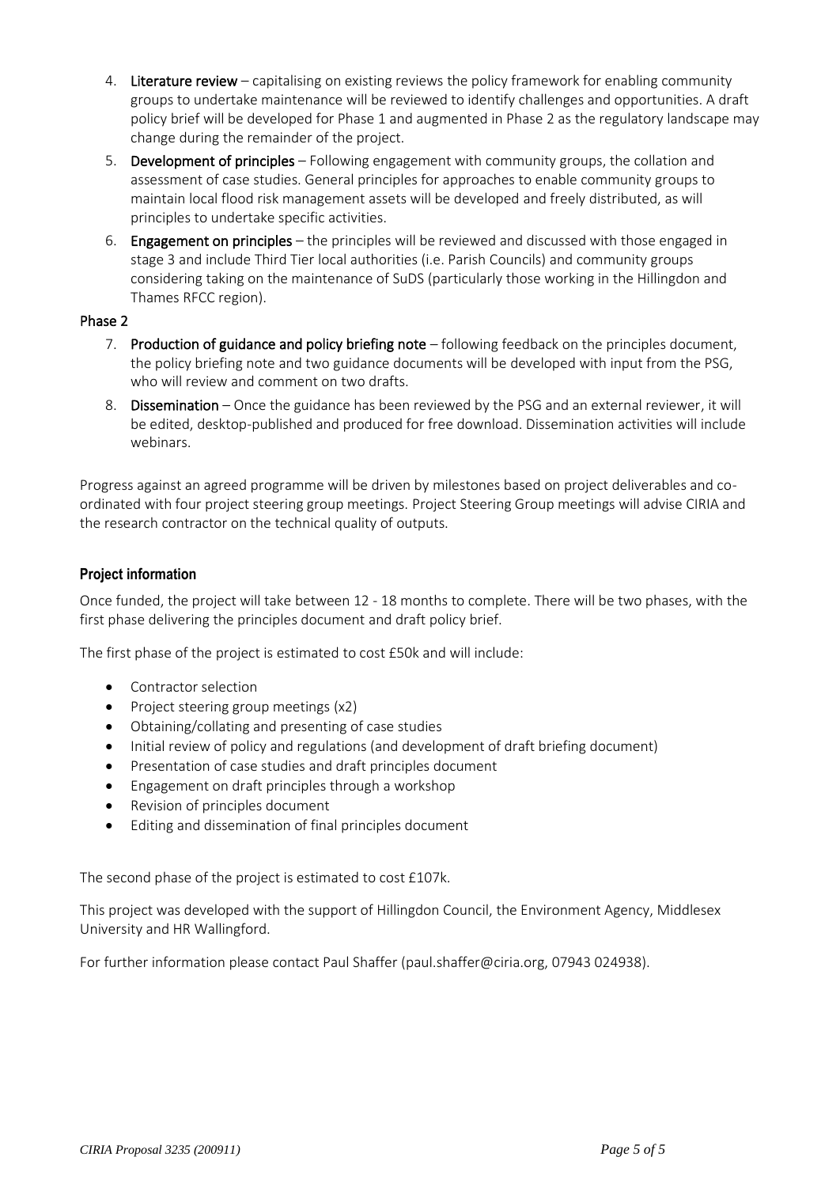4. **Literature review** – capitalising on existing reviews the policy framework for enabling community groups to undertake maintenance will be reviewed to identify challenges and opportunities. A draft policy brief will be developed for Phase 1 and augmented in Phase 2 as the regulatory landscape may change during the remainder of the project.
5. **Development of principles** – Following engagement with community groups, the collation and assessment of case studies. General principles for approaches to enable community groups to maintain local flood risk management assets will be developed and freely distributed, as will principles to undertake specific activities.
6. **Engagement on principles** – the principles will be reviewed and discussed with those engaged in stage 3 and include Third Tier local authorities (i.e. Parish Councils) and community groups considering taking on the maintenance of SuDS (particularly those working in the Hillingdon and Thames RFCC region).

### Phase 2

7. **Production of guidance and policy briefing note** – following feedback on the principles document, the policy briefing note and two guidance documents will be developed with input from the PSG, who will review and comment on two drafts.
8. **Dissemination** – Once the guidance has been reviewed by the PSG and an external reviewer, it will be edited, desktop-published and produced for free download. Dissemination activities will include webinars.

Progress against an agreed programme will be driven by milestones based on project deliverables and co-ordinated with four project steering group meetings. Project Steering Group meetings will advise CIRIA and the research contractor on the technical quality of outputs.

## Project information

Once funded, the project will take between 12 - 18 months to complete. There will be two phases, with the first phase delivering the principles document and draft policy brief.

The first phase of the project is estimated to cost £50k and will include:

- Contractor selection
- Project steering group meetings (x2)
- Obtaining/collating and presenting of case studies
- Initial review of policy and regulations (and development of draft briefing document)
- Presentation of case studies and draft principles document
- Engagement on draft principles through a workshop
- Revision of principles document
- Editing and dissemination of final principles document

The second phase of the project is estimated to cost £107k.

This project was developed with the support of Hillingdon Council, the Environment Agency, Middlesex University and HR Wallingford.

For further information please contact Paul Shaffer (paul.shaffer@ciria.org, 07943 024938).